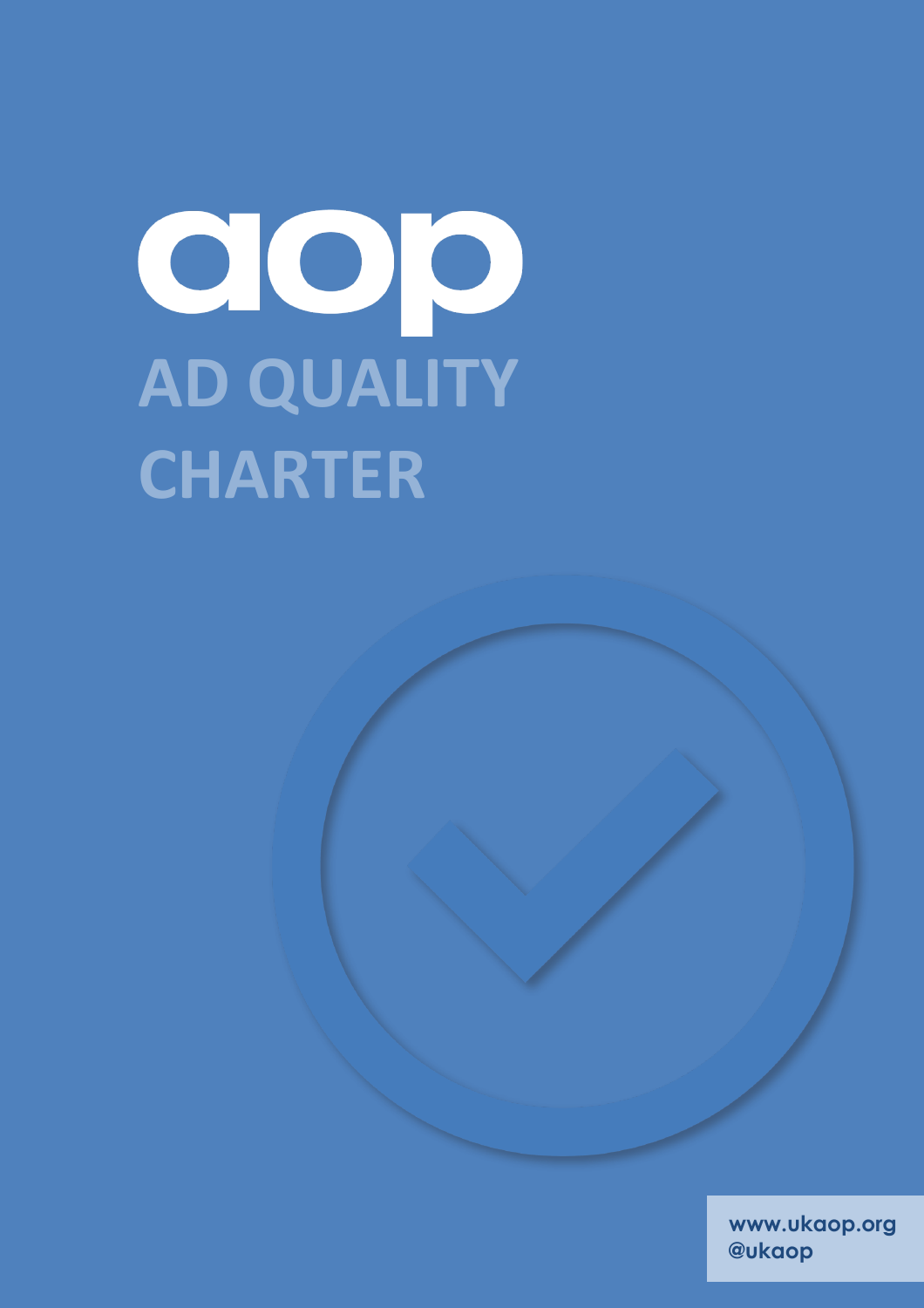aop

# AD QUALITY CHARTER

www.ukaop.org
@ukaop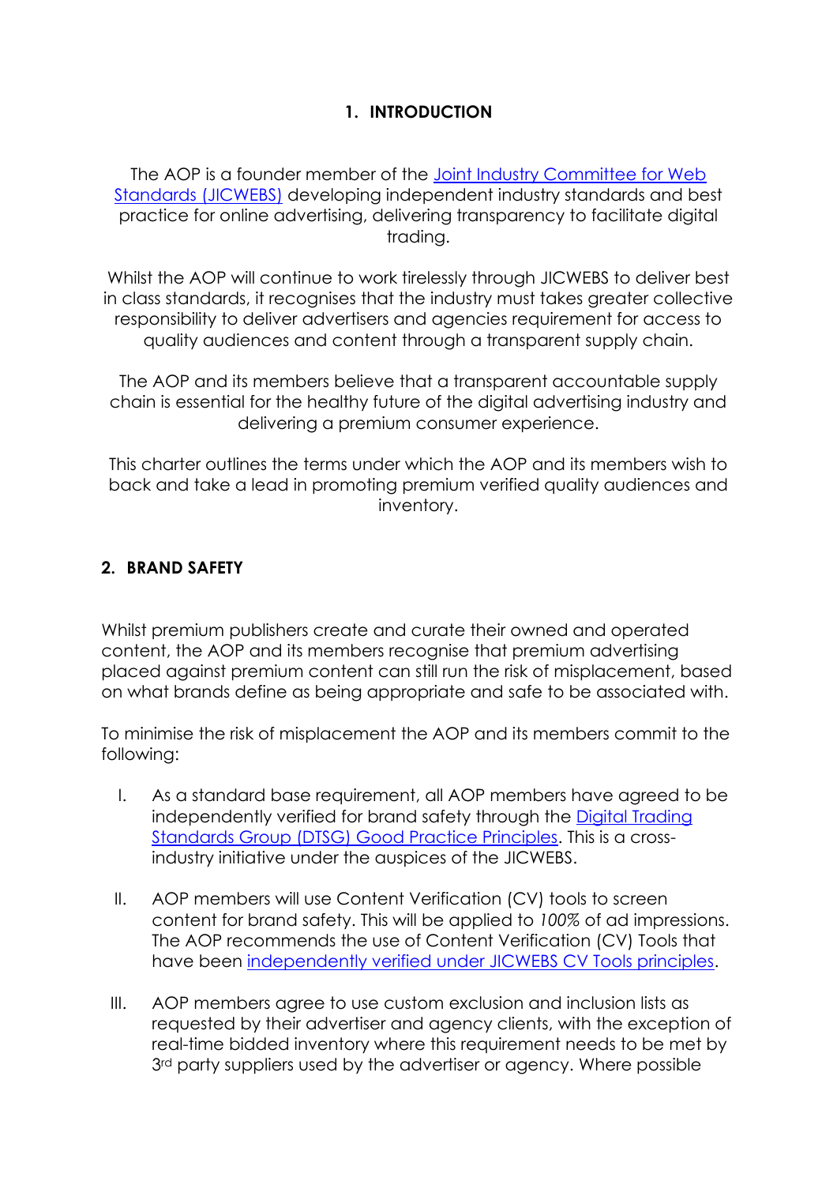## 1. INTRODUCTION

The AOP is a founder member of the [Joint Industry Committee for Web Standards (JICWEBS)](#) developing independent industry standards and best practice for online advertising, delivering transparency to facilitate digital trading.

Whilst the AOP will continue to work tirelessly through JICWEBS to deliver best in class standards, it recognises that the industry must takes greater collective responsibility to deliver advertisers and agencies requirement for access to quality audiences and content through a transparent supply chain.

The AOP and its members believe that a transparent accountable supply chain is essential for the healthy future of the digital advertising industry and delivering a premium consumer experience.

This charter outlines the terms under which the AOP and its members wish to back and take a lead in promoting premium verified quality audiences and inventory.

## 2. BRAND SAFETY

Whilst premium publishers create and curate their owned and operated content, the AOP and its members recognise that premium advertising placed against premium content can still run the risk of misplacement, based on what brands define as being appropriate and safe to be associated with.

To minimise the risk of misplacement the AOP and its members commit to the following:

I. As a standard base requirement, all AOP members have agreed to be independently verified for brand safety through the [Digital Trading Standards Group (DTSG) Good Practice Principles](#). This is a cross-industry initiative under the auspices of the JICWEBS.

II. AOP members will use Content Verification (CV) tools to screen content for brand safety. This will be applied to *100%* of ad impressions. The AOP recommends the use of Content Verification (CV) Tools that have been [independently verified under JICWEBS CV Tools principles](#).

III. AOP members agree to use custom exclusion and inclusion lists as requested by their advertiser and agency clients, with the exception of real-time bidded inventory where this requirement needs to be met by 3rd party suppliers used by the advertiser or agency. Where possible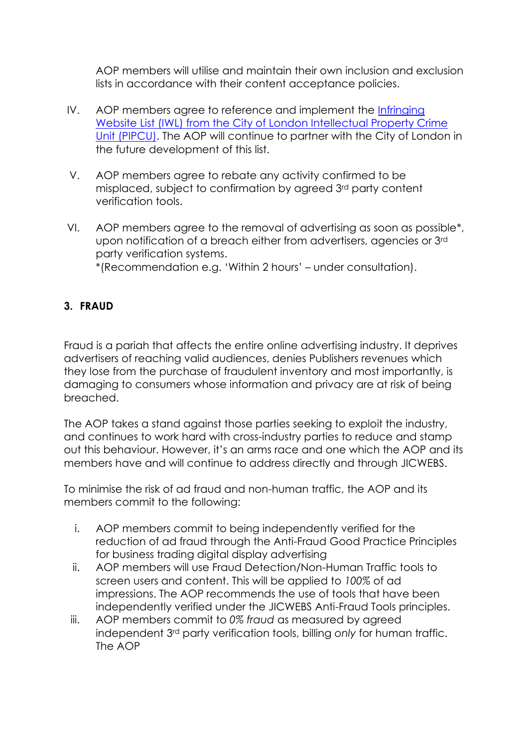AOP members will utilise and maintain their own inclusion and exclusion lists in accordance with their content acceptance policies.

IV. AOP members agree to reference and implement the [Infringing Website List (IWL) from the City of London Intellectual Property Crime Unit (PIPCU)](). The AOP will continue to partner with the City of London in the future development of this list.

V. AOP members agree to rebate any activity confirmed to be misplaced, subject to confirmation by agreed 3rd party content verification tools.

VI. AOP members agree to the removal of advertising as soon as possible*, upon notification of a breach either from advertisers, agencies or 3rd party verification systems.
*(Recommendation e.g. 'Within 2 hours' – under consultation).

## 3. FRAUD

Fraud is a pariah that affects the entire online advertising industry. It deprives advertisers of reaching valid audiences, denies Publishers revenues which they lose from the purchase of fraudulent inventory and most importantly, is damaging to consumers whose information and privacy are at risk of being breached.

The AOP takes a stand against those parties seeking to exploit the industry, and continues to work hard with cross-industry parties to reduce and stamp out this behaviour. However, it's an arms race and one which the AOP and its members have and will continue to address directly and through JICWEBS.

To minimise the risk of ad fraud and non-human traffic, the AOP and its members commit to the following:

i. AOP members commit to being independently verified for the reduction of ad fraud through the Anti-Fraud Good Practice Principles for business trading digital display advertising

ii. AOP members will use Fraud Detection/Non-Human Traffic tools to screen users and content. This will be applied to *100%* of ad impressions. The AOP recommends the use of tools that have been independently verified under the JICWEBS Anti-Fraud Tools principles.

iii. AOP members commit to *0% fraud* as measured by agreed independent 3rd party verification tools, billing *only* for human traffic. The AOP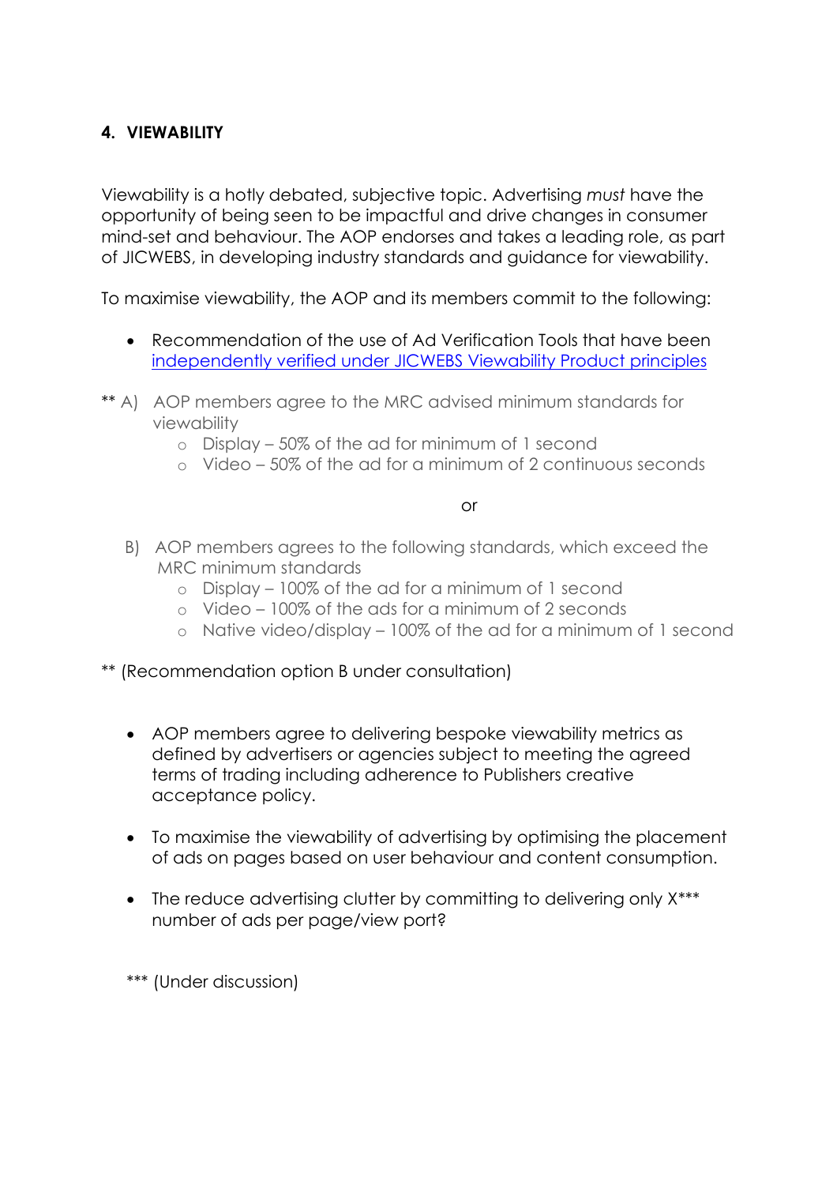## 4. VIEWABILITY

Viewability is a hotly debated, subjective topic. Advertising *must* have the opportunity of being seen to be impactful and drive changes in consumer mind-set and behaviour. The AOP endorses and takes a leading role, as part of JICWEBS, in developing industry standards and guidance for viewability.

To maximise viewability, the AOP and its members commit to the following:

- Recommendation of the use of Ad Verification Tools that have been [independently verified under JICWEBS Viewability Product principles]()

** A) AOP members agree to the MRC advised minimum standards for viewability
   - Display – 50% of the ad for minimum of 1 second
   - Video – 50% of the ad for a minimum of 2 continuous seconds

or

B) AOP members agrees to the following standards, which exceed the MRC minimum standards
   - Display – 100% of the ad for a minimum of 1 second
   - Video – 100% of the ads for a minimum of 2 seconds
   - Native video/display – 100% of the ad for a minimum of 1 second

** (Recommendation option B under consultation)

- AOP members agree to delivering bespoke viewability metrics as defined by advertisers or agencies subject to meeting the agreed terms of trading including adherence to Publishers creative acceptance policy.
- To maximise the viewability of advertising by optimising the placement of ads on pages based on user behaviour and content consumption.
- The reduce advertising clutter by committing to delivering only X*** number of ads per page/view port?

*** (Under discussion)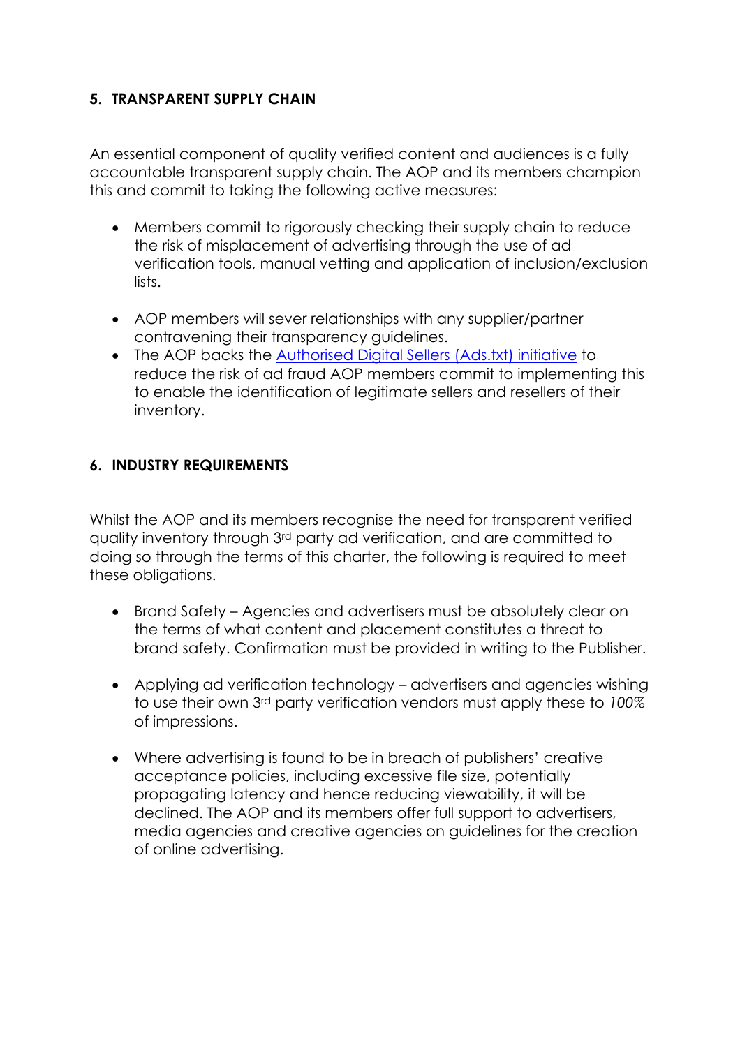## 5. TRANSPARENT SUPPLY CHAIN

An essential component of quality verified content and audiences is a fully accountable transparent supply chain. The AOP and its members champion this and commit to taking the following active measures:

- Members commit to rigorously checking their supply chain to reduce the risk of misplacement of advertising through the use of ad verification tools, manual vetting and application of inclusion/exclusion lists.

- AOP members will sever relationships with any supplier/partner contravening their transparency guidelines.
- The AOP backs the [Authorised Digital Sellers (Ads.txt) initiative]() to reduce the risk of ad fraud AOP members commit to implementing this to enable the identification of legitimate sellers and resellers of their inventory.

## 6. INDUSTRY REQUIREMENTS

Whilst the AOP and its members recognise the need for transparent verified quality inventory through 3rd party ad verification, and are committed to doing so through the terms of this charter, the following is required to meet these obligations.

- Brand Safety – Agencies and advertisers must be absolutely clear on the terms of what content and placement constitutes a threat to brand safety. Confirmation must be provided in writing to the Publisher.

- Applying ad verification technology – advertisers and agencies wishing to use their own 3rd party verification vendors must apply these to *100%* of impressions.

- Where advertising is found to be in breach of publishers' creative acceptance policies, including excessive file size, potentially propagating latency and hence reducing viewability, it will be declined. The AOP and its members offer full support to advertisers, media agencies and creative agencies on guidelines for the creation of online advertising.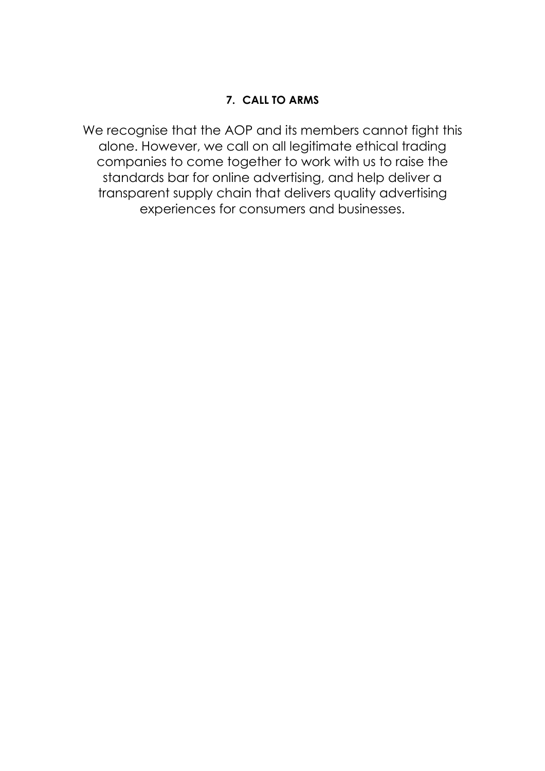## 7. CALL TO ARMS

We recognise that the AOP and its members cannot fight this alone. However, we call on all legitimate ethical trading companies to come together to work with us to raise the standards bar for online advertising, and help deliver a transparent supply chain that delivers quality advertising experiences for consumers and businesses.